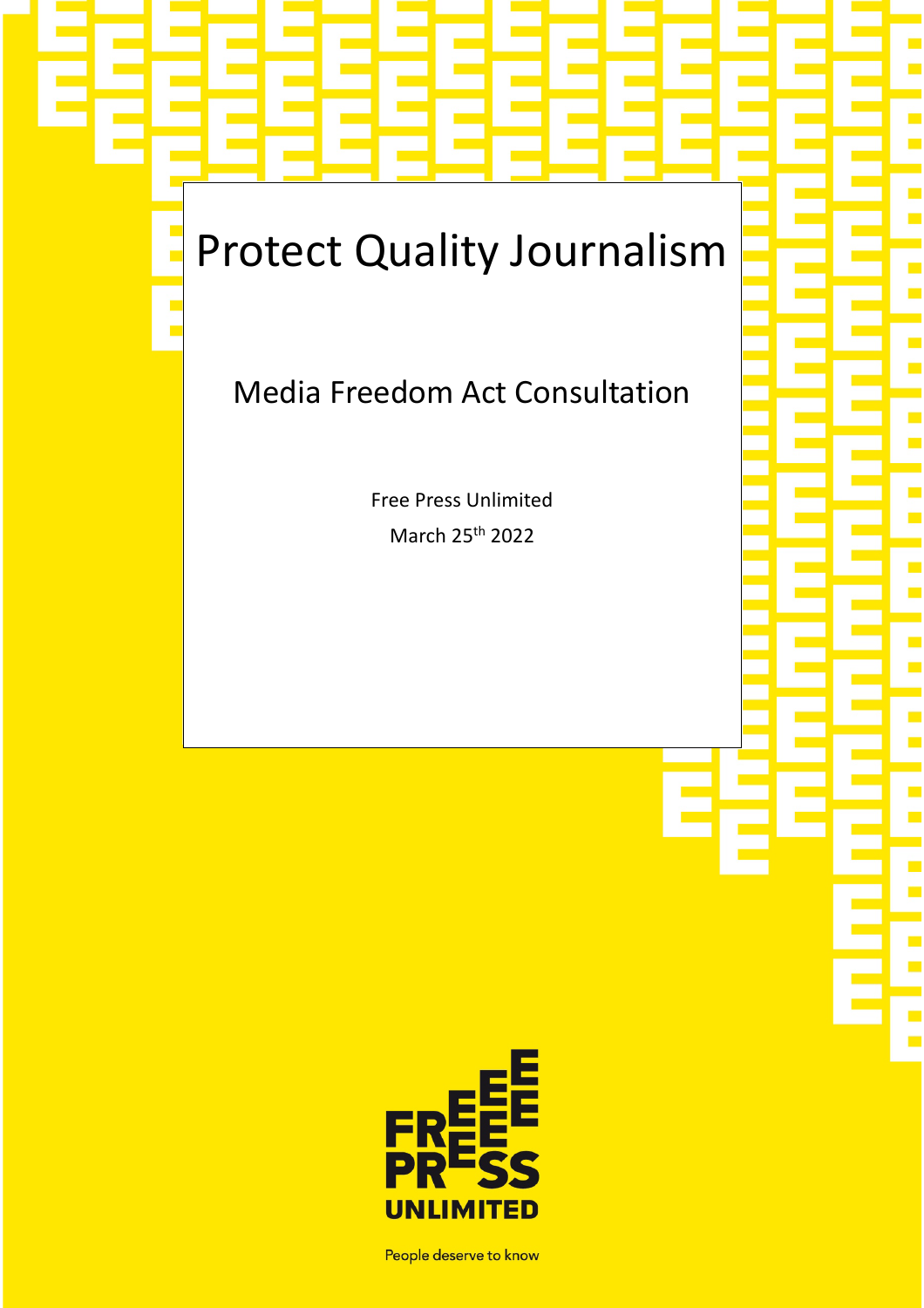# Protect Quality Journalism

## Media Freedom Act Consultation

Free Press Unlimited

March 25th 2022

FREE PRESS UNLIMITED

People deserve to know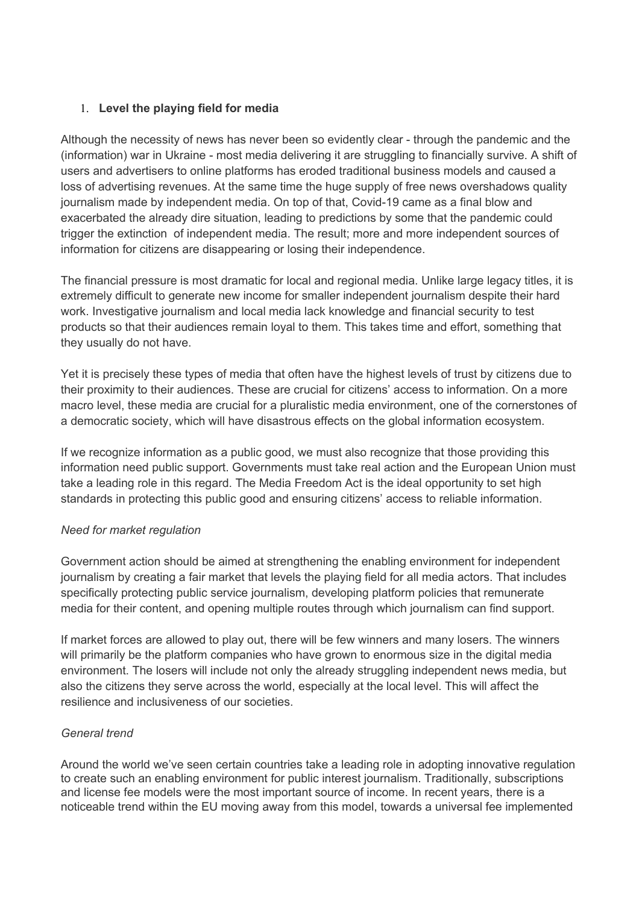1. **Level the playing field for media**

Although the necessity of news has never been so evidently clear - through the pandemic and the (information) war in Ukraine - most media delivering it are struggling to financially survive. A shift of users and advertisers to online platforms has eroded traditional business models and caused a loss of advertising revenues. At the same time the huge supply of free news overshadows quality journalism made by independent media. On top of that, Covid-19 came as a final blow and exacerbated the already dire situation, leading to predictions by some that the pandemic could trigger the extinction of independent media. The result; more and more independent sources of information for citizens are disappearing or losing their independence.

The financial pressure is most dramatic for local and regional media. Unlike large legacy titles, it is extremely difficult to generate new income for smaller independent journalism despite their hard work. Investigative journalism and local media lack knowledge and financial security to test products so that their audiences remain loyal to them. This takes time and effort, something that they usually do not have.

Yet it is precisely these types of media that often have the highest levels of trust by citizens due to their proximity to their audiences. These are crucial for citizens' access to information. On a more macro level, these media are crucial for a pluralistic media environment, one of the cornerstones of a democratic society, which will have disastrous effects on the global information ecosystem.

If we recognize information as a public good, we must also recognize that those providing this information need public support. Governments must take real action and the European Union must take a leading role in this regard. The Media Freedom Act is the ideal opportunity to set high standards in protecting this public good and ensuring citizens' access to reliable information.

*Need for market regulation*

Government action should be aimed at strengthening the enabling environment for independent journalism by creating a fair market that levels the playing field for all media actors. That includes specifically protecting public service journalism, developing platform policies that remunerate media for their content, and opening multiple routes through which journalism can find support.

If market forces are allowed to play out, there will be few winners and many losers. The winners will primarily be the platform companies who have grown to enormous size in the digital media environment. The losers will include not only the already struggling independent news media, but also the citizens they serve across the world, especially at the local level. This will affect the resilience and inclusiveness of our societies.

*General trend*

Around the world we've seen certain countries take a leading role in adopting innovative regulation to create such an enabling environment for public interest journalism. Traditionally, subscriptions and license fee models were the most important source of income. In recent years, there is a noticeable trend within the EU moving away from this model, towards a universal fee implemented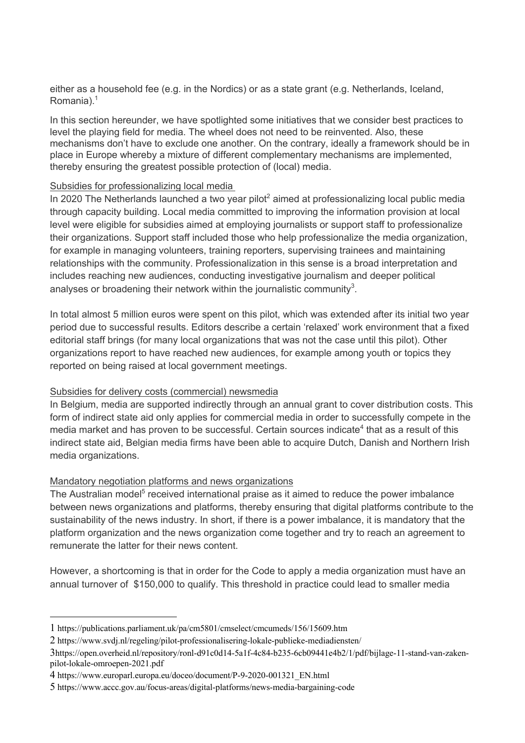either as a household fee (e.g. in the Nordics) or as a state grant (e.g. Netherlands, Iceland, Romania).[1]

In this section hereunder, we have spotlighted some initiatives that we consider best practices to level the playing field for media. The wheel does not need to be reinvented. Also, these mechanisms don't have to exclude one another. On the contrary, ideally a framework should be in place in Europe whereby a mixture of different complementary mechanisms are implemented, thereby ensuring the greatest possible protection of (local) media.

<u>Subsidies for professionalizing local media</u>

In 2020 The Netherlands launched a two year pilot[2] aimed at professionalizing local public media through capacity building. Local media committed to improving the information provision at local level were eligible for subsidies aimed at employing journalists or support staff to professionalize their organizations. Support staff included those who help professionalize the media organization, for example in managing volunteers, training reporters, supervising trainees and maintaining relationships with the community. Professionalization in this sense is a broad interpretation and includes reaching new audiences, conducting investigative journalism and deeper political analyses or broadening their network within the journalistic community[3].

In total almost 5 million euros were spent on this pilot, which was extended after its initial two year period due to successful results. Editors describe a certain 'relaxed' work environment that a fixed editorial staff brings (for many local organizations that was not the case until this pilot). Other organizations report to have reached new audiences, for example among youth or topics they reported on being raised at local government meetings.

<u>Subsidies for delivery costs (commercial) newsmedia</u>

In Belgium, media are supported indirectly through an annual grant to cover distribution costs. This form of indirect state aid only applies for commercial media in order to successfully compete in the media market and has proven to be successful. Certain sources indicate[4] that as a result of this indirect state aid, Belgian media firms have been able to acquire Dutch, Danish and Northern Irish media organizations.

<u>Mandatory negotiation platforms and news organizations</u>

The Australian model[5] received international praise as it aimed to reduce the power imbalance between news organizations and platforms, thereby ensuring that digital platforms contribute to the sustainability of the news industry. In short, if there is a power imbalance, it is mandatory that the platform organization and the news organization come together and try to reach an agreement to remunerate the latter for their news content.

However, a shortcoming is that in order for the Code to apply a media organization must have an annual turnover of $150,000 to qualify. This threshold in practice could lead to smaller media

---

1 https://publications.parliament.uk/pa/cm5801/cmselect/cmcumeds/156/15609.htm

2 https://www.svdj.nl/regeling/pilot-professionalisering-lokale-publieke-mediadiensten/

3 https://open.overheid.nl/repository/ronl-d91c0d14-5a1f-4c84-b235-6cb09441e4b2/1/pdf/bijlage-11-stand-van-zaken-pilot-lokale-omroepen-2021.pdf

4 https://www.europarl.europa.eu/doceo/document/P-9-2020-001321_EN.html

5 https://www.accc.gov.au/focus-areas/digital-platforms/news-media-bargaining-code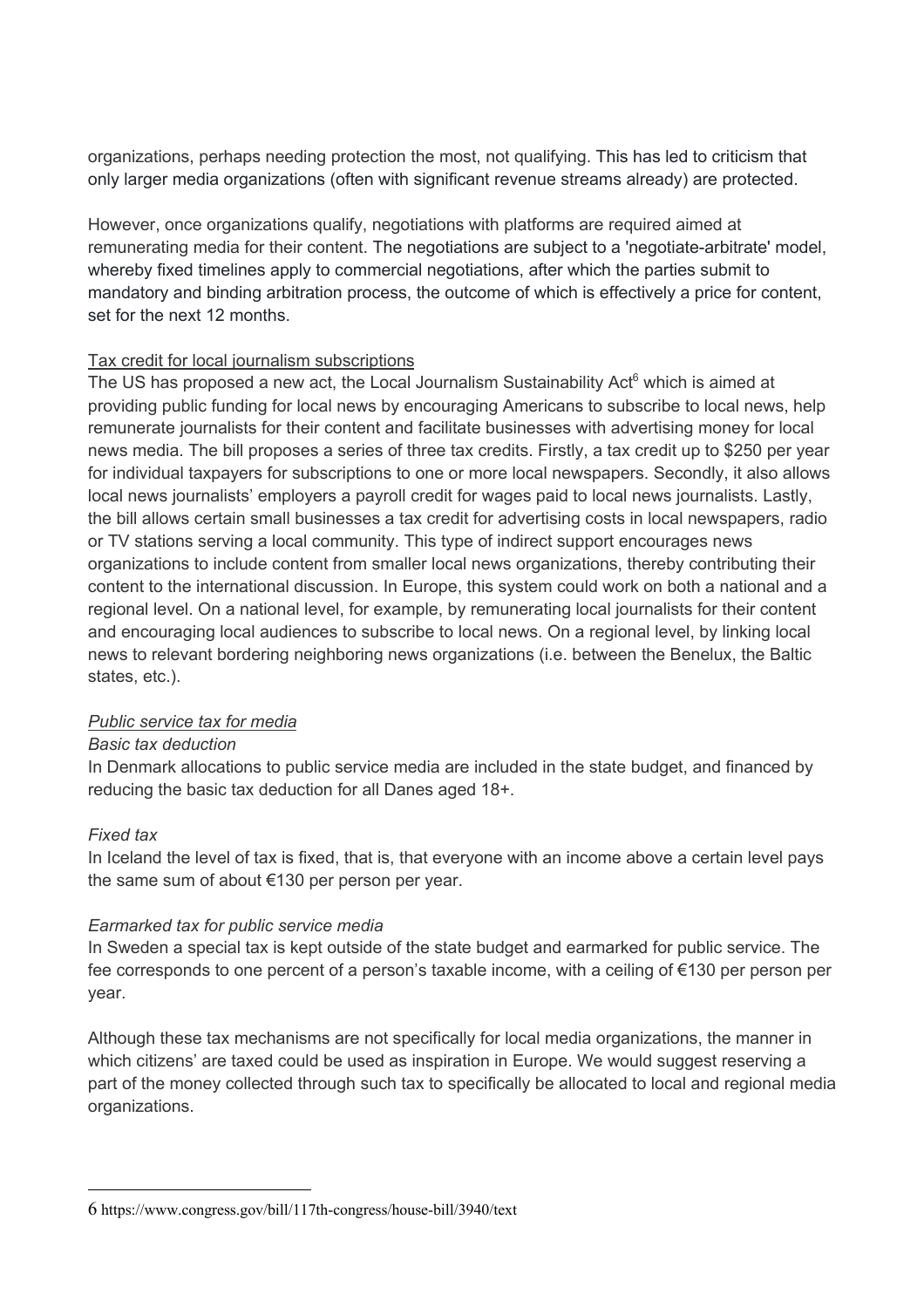organizations, perhaps needing protection the most, not qualifying. This has led to criticism that only larger media organizations (often with significant revenue streams already) are protected.

However, once organizations qualify, negotiations with platforms are required aimed at remunerating media for their content. The negotiations are subject to a 'negotiate-arbitrate' model, whereby fixed timelines apply to commercial negotiations, after which the parties submit to mandatory and binding arbitration process, the outcome of which is effectively a price for content, set for the next 12 months.

<u>Tax credit for local journalism subscriptions</u>

The US has proposed a new act, the Local Journalism Sustainability Act[6] which is aimed at providing public funding for local news by encouraging Americans to subscribe to local news, help remunerate journalists for their content and facilitate businesses with advertising money for local news media. The bill proposes a series of three tax credits. Firstly, a tax credit up to $250 per year for individual taxpayers for subscriptions to one or more local newspapers. Secondly, it also allows local news journalists' employers a payroll credit for wages paid to local news journalists. Lastly, the bill allows certain small businesses a tax credit for advertising costs in local newspapers, radio or TV stations serving a local community. This type of indirect support encourages news organizations to include content from smaller local news organizations, thereby contributing their content to the international discussion. In Europe, this system could work on both a national and a regional level. On a national level, for example, by remunerating local journalists for their content and encouraging local audiences to subscribe to local news. On a regional level, by linking local news to relevant bordering neighboring news organizations (i.e. between the Benelux, the Baltic states, etc.).

*<u>Public service tax for media</u>*

*Basic tax deduction*

In Denmark allocations to public service media are included in the state budget, and financed by reducing the basic tax deduction for all Danes aged 18+.

*Fixed tax*

In Iceland the level of tax is fixed, that is, that everyone with an income above a certain level pays the same sum of about €130 per person per year.

*Earmarked tax for public service media*

In Sweden a special tax is kept outside of the state budget and earmarked for public service. The fee corresponds to one percent of a person's taxable income, with a ceiling of €130 per person per year.

Although these tax mechanisms are not specifically for local media organizations, the manner in which citizens' are taxed could be used as inspiration in Europe. We would suggest reserving a part of the money collected through such tax to specifically be allocated to local and regional media organizations.

---

6 https://www.congress.gov/bill/117th-congress/house-bill/3940/text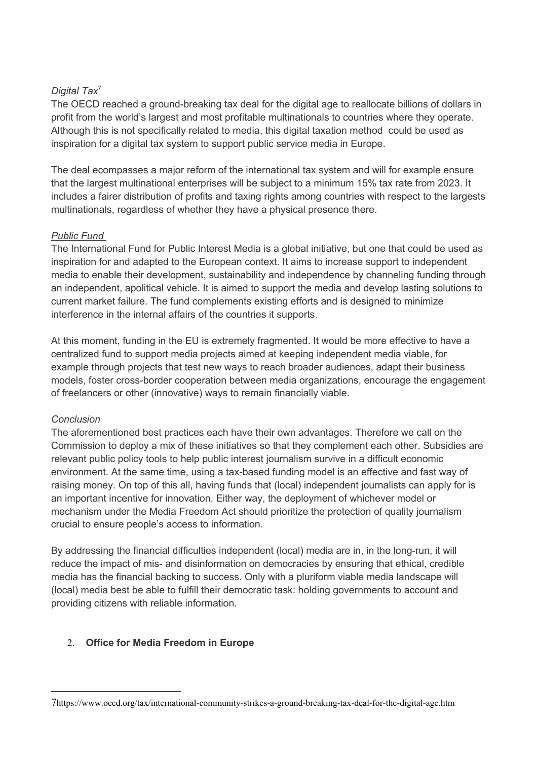*Digital Tax*[7]

The OECD reached a ground-breaking tax deal for the digital age to reallocate billions of dollars in profit from the world's largest and most profitable multinationals to countries where they operate. Although this is not specifically related to media, this digital taxation method could be used as inspiration for a digital tax system to support public service media in Europe.

The deal ecompasses a major reform of the international tax system and will for example ensure that the largest multinational enterprises will be subject to a minimum 15% tax rate from 2023. It includes a fairer distribution of profits and taxing rights among countries with respect to the largests multinationals, regardless of whether they have a physical presence there.

*Public Fund*

The International Fund for Public Interest Media is a global initiative, but one that could be used as inspiration for and adapted to the European context. It aims to increase support to independent media to enable their development, sustainability and independence by channeling funding through an independent, apolitical vehicle. It is aimed to support the media and develop lasting solutions to current market failure. The fund complements existing efforts and is designed to minimize interference in the internal affairs of the countries it supports.

At this moment, funding in the EU is extremely fragmented. It would be more effective to have a centralized fund to support media projects aimed at keeping independent media viable, for example through projects that test new ways to reach broader audiences, adapt their business models, foster cross-border cooperation between media organizations, encourage the engagement of freelancers or other (innovative) ways to remain financially viable.

*Conclusion*

The aforementioned best practices each have their own advantages. Therefore we call on the Commission to deploy a mix of these initiatives so that they complement each other. Subsidies are relevant public policy tools to help public interest journalism survive in a difficult economic environment. At the same time, using a tax-based funding model is an effective and fast way of raising money. On top of this all, having funds that (local) independent journalists can apply for is an important incentive for innovation. Either way, the deployment of whichever model or mechanism under the Media Freedom Act should prioritize the protection of quality journalism crucial to ensure people's access to information.

By addressing the financial difficulties independent (local) media are in, in the long-run, it will reduce the impact of mis- and disinformation on democracies by ensuring that ethical, credible media has the financial backing to success. Only with a pluriform viable media landscape will (local) media best be able to fulfill their democratic task: holding governments to account and providing citizens with reliable information.

2. **Office for Media Freedom in Europe**

---

[7] https://www.oecd.org/tax/international-community-strikes-a-ground-breaking-tax-deal-for-the-digital-age.htm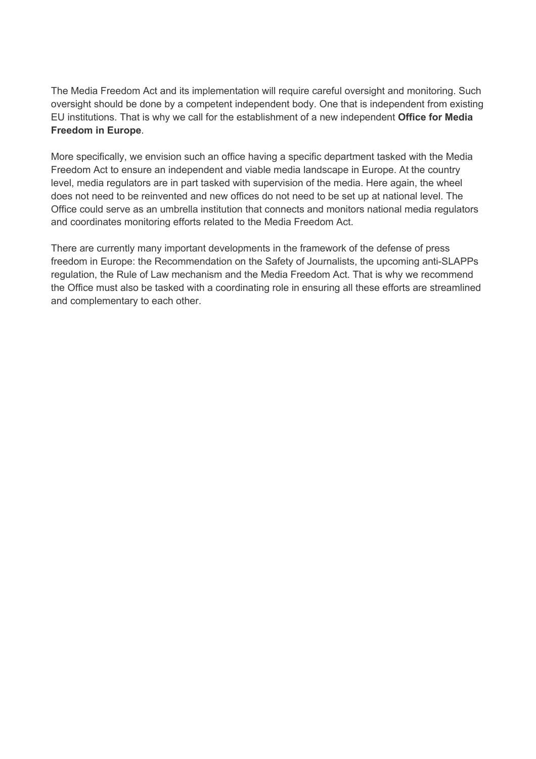The Media Freedom Act and its implementation will require careful oversight and monitoring. Such oversight should be done by a competent independent body. One that is independent from existing EU institutions. That is why we call for the establishment of a new independent **Office for Media Freedom in Europe**.

More specifically, we envision such an office having a specific department tasked with the Media Freedom Act to ensure an independent and viable media landscape in Europe. At the country level, media regulators are in part tasked with supervision of the media. Here again, the wheel does not need to be reinvented and new offices do not need to be set up at national level. The Office could serve as an umbrella institution that connects and monitors national media regulators and coordinates monitoring efforts related to the Media Freedom Act.

There are currently many important developments in the framework of the defense of press freedom in Europe: the Recommendation on the Safety of Journalists, the upcoming anti-SLAPPs regulation, the Rule of Law mechanism and the Media Freedom Act. That is why we recommend the Office must also be tasked with a coordinating role in ensuring all these efforts are streamlined and complementary to each other.